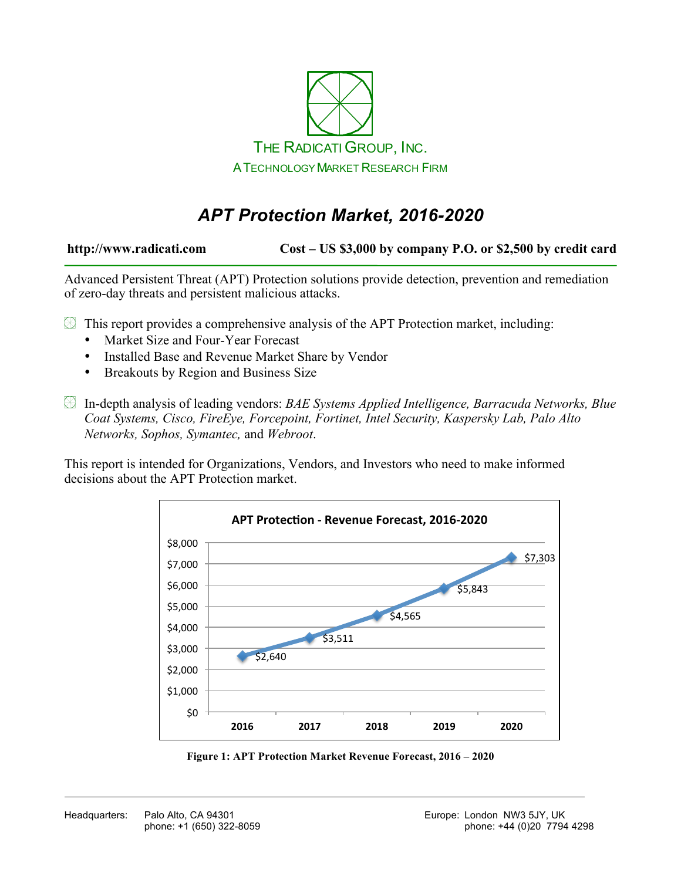THE RADICATI GROUP, INC.

A TECHNOLOGY MARKET RESEARCH FIRM

# *APT Protection Market, 2016-2020*

**http://www.radicati.com** **Cost – US $3,000 by company P.O. or $2,500 by credit card**

Advanced Persistent Threat (APT) Protection solutions provide detection, prevention and remediation of zero-day threats and persistent malicious attacks.

- This report provides a comprehensive analysis of the APT Protection market, including:
  - Market Size and Four-Year Forecast
  - Installed Base and Revenue Market Share by Vendor
  - Breakouts by Region and Business Size
- In-depth analysis of leading vendors: *BAE Systems Applied Intelligence, Barracuda Networks, Blue Coat Systems, Cisco, FireEye, Forcepoint, Fortinet, Intel Security, Kaspersky Lab, Palo Alto Networks, Sophos, Symantec,* and *Webroot*.

This report is intended for Organizations, Vendors, and Investors who need to make informed decisions about the APT Protection market.

**APT Protection - Revenue Forecast, 2016-2020**

| Year | Revenue |
|---|---|
| 2016 | $2,640 |
| 2017 | $3,511 |
| 2018 | $4,565 |
| 2019 | $5,843 |
| 2020 | $7,303 |

**Figure 1: APT Protection Market Revenue Forecast, 2016 – 2020**

Headquarters: Palo Alto, CA 94301
phone: +1 (650) 322-8059

Europe: London NW3 5JY, UK
phone: +44 (0)20 7794 4298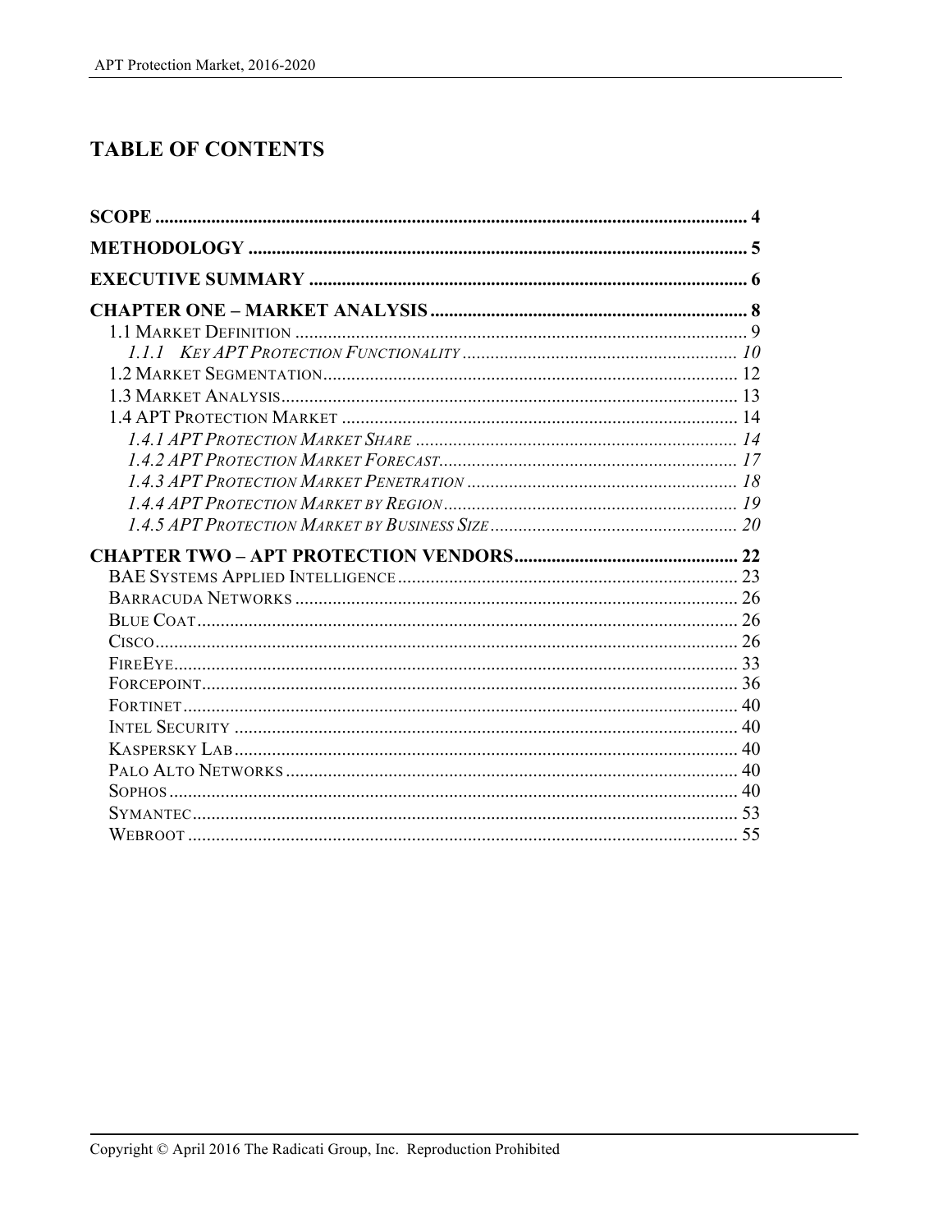# TABLE OF CONTENTS

**SCOPE** .............................................................................................................................. 4

**METHODOLOGY** ........................................................................................................... 5

**EXECUTIVE SUMMARY** .............................................................................................. 6

**CHAPTER ONE – MARKET ANALYSIS** ................................................................... 8

- 1.1 MARKET DEFINITION ................................................................................................ 9
  - *1.1.1 KEY APT PROTECTION FUNCTIONALITY* ........................................................... 10
- 1.2 MARKET SEGMENTATION ......................................................................................... 12
- 1.3 MARKET ANALYSIS .................................................................................................. 13
- 1.4 APT PROTECTION MARKET ..................................................................................... 14
  - *1.4.1 APT PROTECTION MARKET SHARE* ..................................................................... 14
  - *1.4.2 APT PROTECTION MARKET FORECAST* ................................................................ 17
  - *1.4.3 APT PROTECTION MARKET PENETRATION* ........................................................... 18
  - *1.4.4 APT PROTECTION MARKET BY REGION* ............................................................... 19
  - *1.4.5 APT PROTECTION MARKET BY BUSINESS SIZE* ..................................................... 20

**CHAPTER TWO – APT PROTECTION VENDORS** ................................................ 22

- BAE SYSTEMS APPLIED INTELLIGENCE ......................................................................... 23
- BARRACUDA NETWORKS .............................................................................................. 26
- BLUE COAT .................................................................................................................... 26
- CISCO ............................................................................................................................. 26
- FIREEYE ......................................................................................................................... 33
- FORCEPOINT .................................................................................................................... 36
- FORTINET ........................................................................................................................ 40
- INTEL SECURITY ............................................................................................................. 40
- KASPERSKY LAB ............................................................................................................. 40
- PALO ALTO NETWORKS .................................................................................................. 40
- SOPHOS ........................................................................................................................... 40
- SYMANTEC ...................................................................................................................... 53
- WEBROOT ....................................................................................................................... 55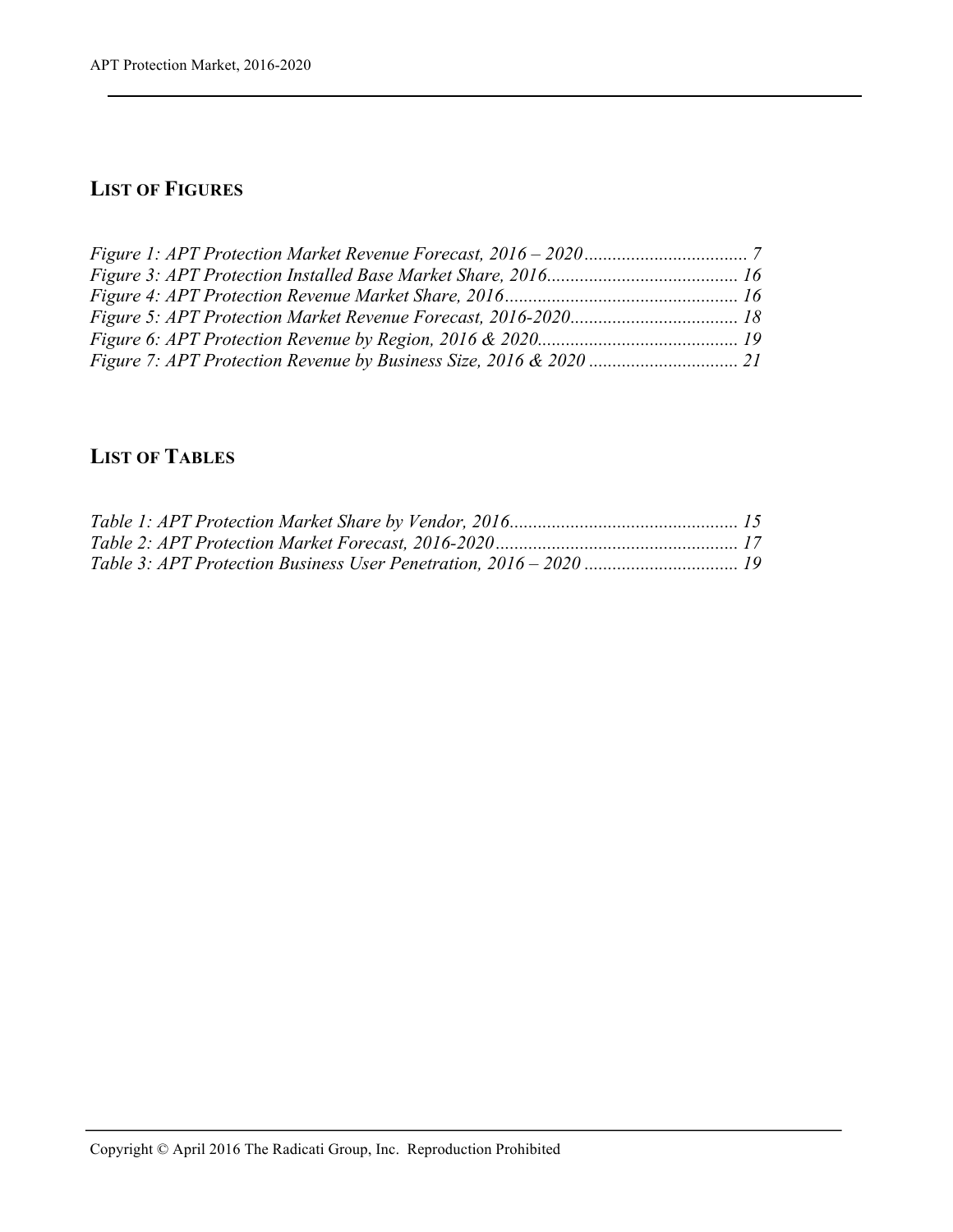## List of Figures

*Figure 1: APT Protection Market Revenue Forecast, 2016 – 2020 .................................. 7*
*Figure 3: APT Protection Installed Base Market Share, 2016......................................... 16*
*Figure 4: APT Protection Revenue Market Share, 2016.................................................. 16*
*Figure 5: APT Protection Market Revenue Forecast, 2016-2020.................................... 18*
*Figure 6: APT Protection Revenue by Region, 2016 & 2020........................................... 19*
*Figure 7: APT Protection Revenue by Business Size, 2016 & 2020 ................................ 21*

## List of Tables

*Table 1: APT Protection Market Share by Vendor, 2016................................................. 15*
*Table 2: APT Protection Market Forecast, 2016-2020.................................................... 17*
*Table 3: APT Protection Business User Penetration, 2016 – 2020 ................................. 19*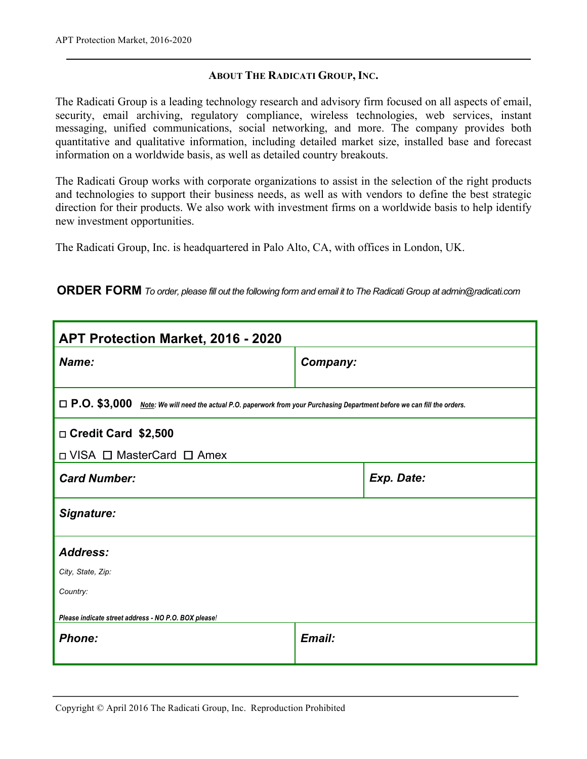## About The Radicati Group, Inc.

The Radicati Group is a leading technology research and advisory firm focused on all aspects of email, security, email archiving, regulatory compliance, wireless technologies, web services, instant messaging, unified communications, social networking, and more. The company provides both quantitative and qualitative information, including detailed market size, installed base and forecast information on a worldwide basis, as well as detailed country breakouts.

The Radicati Group works with corporate organizations to assist in the selection of the right products and technologies to support their business needs, as well as with vendors to define the best strategic direction for their products. We also work with investment firms on a worldwide basis to help identify new investment opportunities.

The Radicati Group, Inc. is headquartered in Palo Alto, CA, with offices in London, UK.

**ORDER FORM** *To order, please fill out the following form and email it to The Radicati Group at admin@radicati.com*

| **APT Protection Market, 2016 - 2020** | |
|---|---|
| ***Name:*** | ***Company:*** |
| ☐ **P.O. $3,000** ***Note: We will need the actual P.O. paperwork from your Purchasing Department before we can fill the orders.*** | |
| ☐ **Credit Card $2,500**<br>☐ VISA ☐ MasterCard ☐ Amex | |
| ***Card Number:*** | ***Exp. Date:*** |
| ***Signature:*** | |
| ***Address:***<br>*City, State, Zip:*<br>*Country:*<br>***Please indicate street address - NO P.O. BOX please!*** | |
| ***Phone:*** | ***Email:*** |

Copyright © April 2016 The Radicati Group, Inc. Reproduction Prohibited